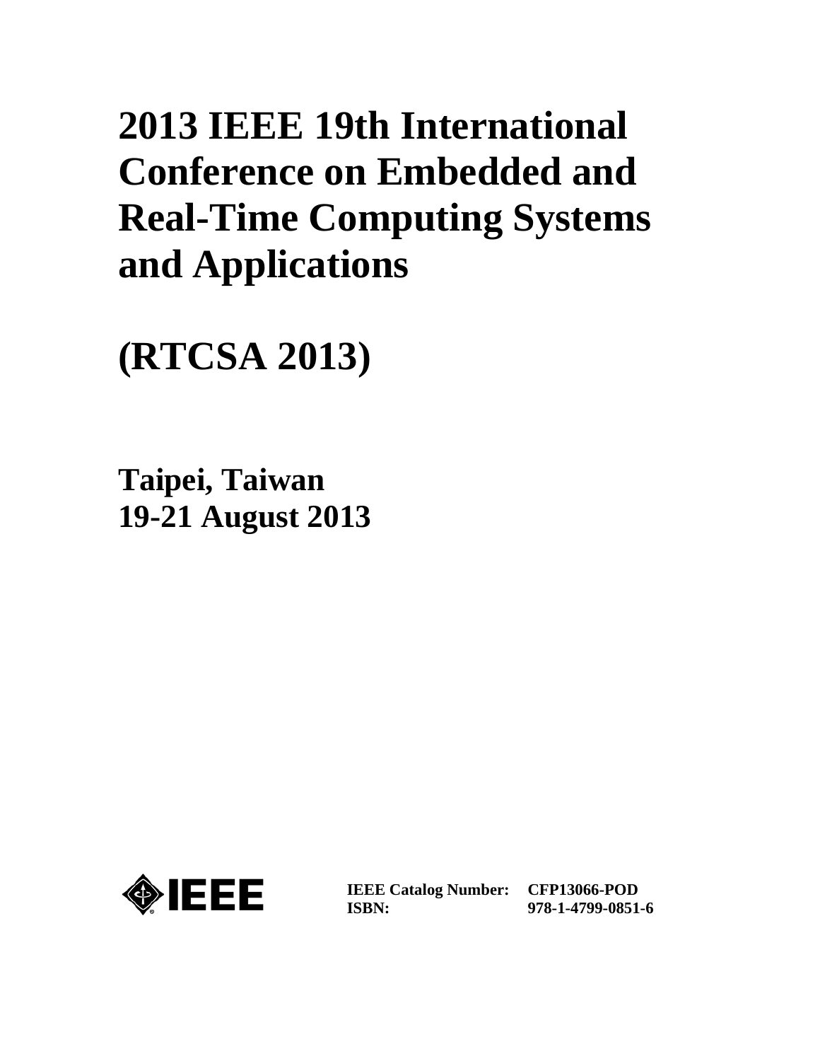# 2013 IEEE 19th International Conference on Embedded and Real-Time Computing Systems and Applications

# (RTCSA 2013)

**Taipei, Taiwan**
**19-21 August 2013**

IEEE

| | |
|---|---|
| **IEEE Catalog Number:** | **CFP13066-POD** |
| **ISBN:** | **978-1-4799-0851-6** |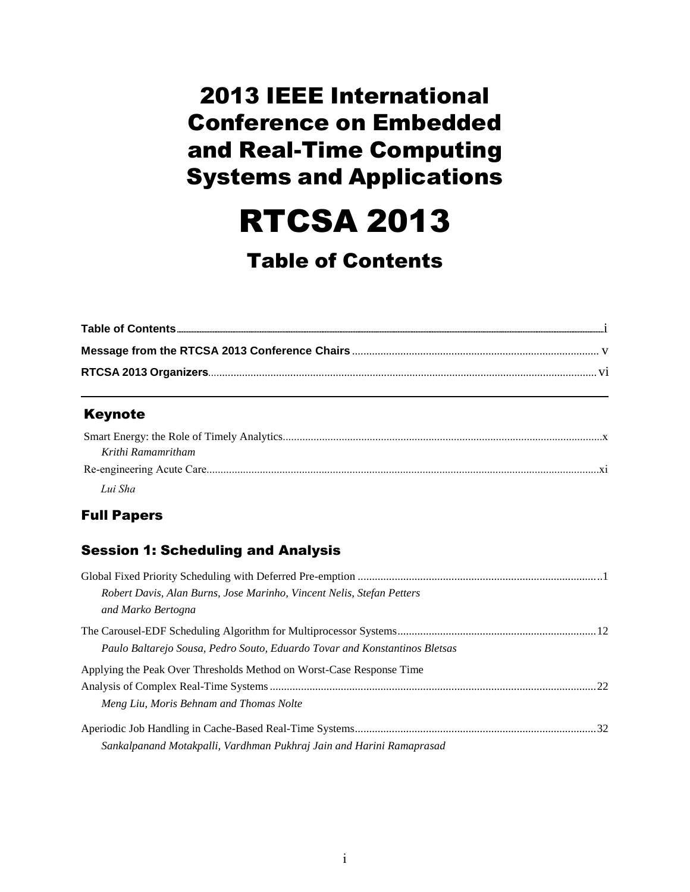# 2013 IEEE International Conference on Embedded and Real-Time Computing Systems and Applications

# RTCSA 2013

## Table of Contents

**Table of Contents** ........................................................................ i

**Message from the RTCSA 2013 Conference Chairs** ........................................................................ v

**RTCSA 2013 Organizers** ........................................................................ vi

---

## Keynote

Smart Energy: the Role of Timely Analytics ........................................................................ x
*Krithi Ramamritham*

Re-engineering Acute Care ........................................................................ xi
*Lui Sha*

## Full Papers

## Session 1: Scheduling and Analysis

Global Fixed Priority Scheduling with Deferred Pre-emption ........................................................................ 1
*Robert Davis, Alan Burns, Jose Marinho, Vincent Nelis, Stefan Petters and Marko Bertogna*

The Carousel-EDF Scheduling Algorithm for Multiprocessor Systems ........................................................................ 12
*Paulo Baltarejo Sousa, Pedro Souto, Eduardo Tovar and Konstantinos Bletsas*

Applying the Peak Over Thresholds Method on Worst-Case Response Time Analysis of Complex Real-Time Systems ........................................................................ 22
*Meng Liu, Moris Behnam and Thomas Nolte*

Aperiodic Job Handling in Cache-Based Real-Time Systems ........................................................................ 32
*Sankalpanand Motakpalli, Vardhman Pukhraj Jain and Harini Ramaprasad*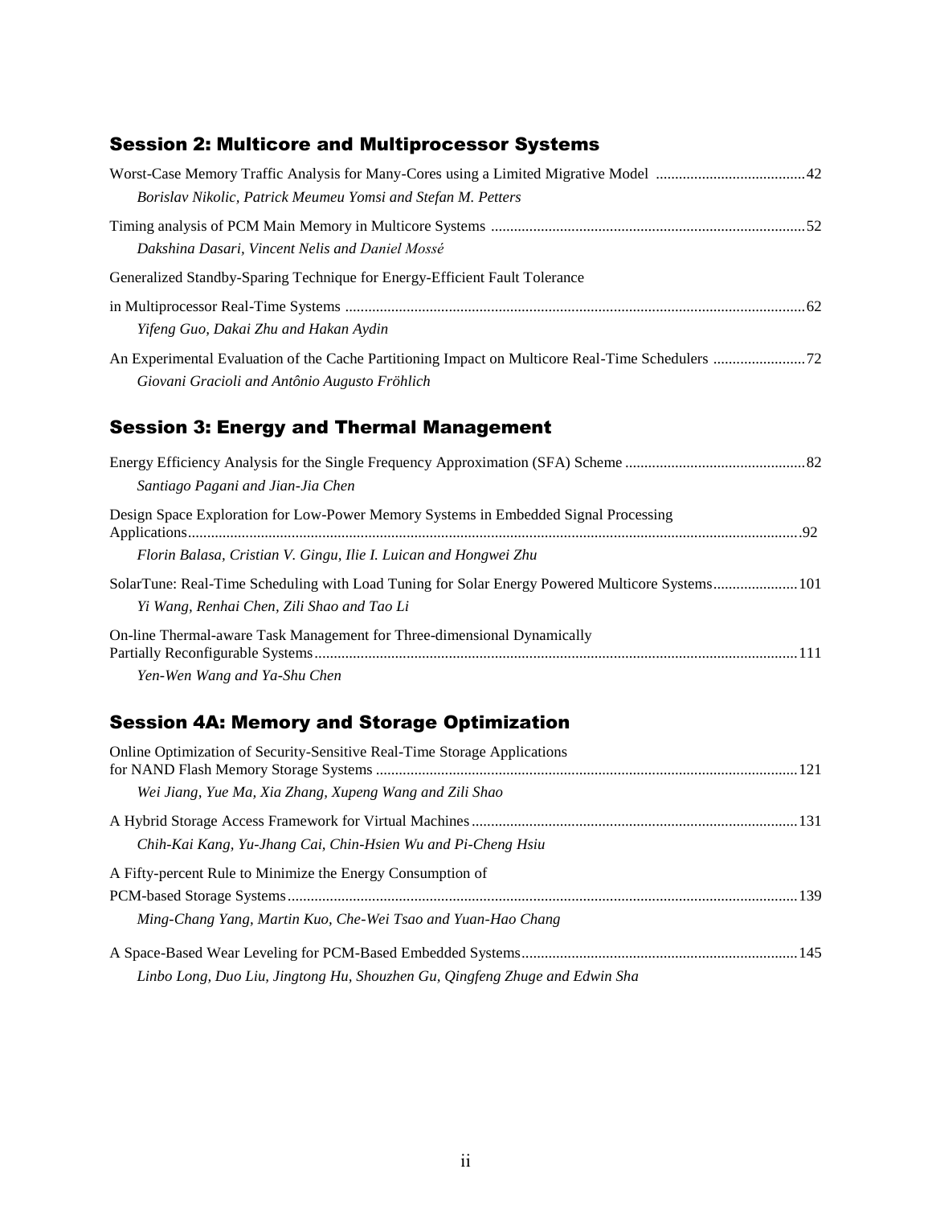## Session 2: Multicore and Multiprocessor Systems

Worst-Case Memory Traffic Analysis for Many-Cores using a Limited Migrative Model ....................................... 42
*Borislav Nikolic, Patrick Meumeu Yomsi and Stefan M. Petters*

Timing analysis of PCM Main Memory in Multicore Systems ................................................................................. 52
*Dakshina Dasari, Vincent Nelis and Daniel Mossé*

Generalized Standby-Sparing Technique for Energy-Efficient Fault Tolerance

in Multiprocessor Real-Time Systems ....................................................................................................................... 62
*Yifeng Guo, Dakai Zhu and Hakan Aydin*

An Experimental Evaluation of the Cache Partitioning Impact on Multicore Real-Time Schedulers ........................ 72
*Giovani Gracioli and Antônio Augusto Fröhlich*

## Session 3: Energy and Thermal Management

Energy Efficiency Analysis for the Single Frequency Approximation (SFA) Scheme ............................................... 82
*Santiago Pagani and Jian-Jia Chen*

Design Space Exploration for Low-Power Memory Systems in Embedded Signal Processing Applications............................................................................................................................................... 92
*Florin Balasa, Cristian V. Gingu, Ilie I. Luican and Hongwei Zhu*

SolarTune: Real-Time Scheduling with Load Tuning for Solar Energy Powered Multicore Systems...................... 101
*Yi Wang, Renhai Chen, Zili Shao and Tao Li*

On-line Thermal-aware Task Management for Three-dimensional Dynamically Partially Reconfigurable Systems............................................................................................................................ 111
*Yen-Wen Wang and Ya-Shu Chen*

## Session 4A: Memory and Storage Optimization

Online Optimization of Security-Sensitive Real-Time Storage Applications for NAND Flash Memory Storage Systems ............................................................................................................ 121
*Wei Jiang, Yue Ma, Xia Zhang, Xupeng Wang and Zili Shao*

A Hybrid Storage Access Framework for Virtual Machines.................................................................................... 131
*Chih-Kai Kang, Yu-Jhang Cai, Chin-Hsien Wu and Pi-Cheng Hsiu*

A Fifty-percent Rule to Minimize the Energy Consumption of

PCM-based Storage Systems.................................................................................................................................... 139
*Ming-Chang Yang, Martin Kuo, Che-Wei Tsao and Yuan-Hao Chang*

A Space-Based Wear Leveling for PCM-Based Embedded Systems........................................................................ 145
*Linbo Long, Duo Liu, Jingtong Hu, Shouzhen Gu, Qingfeng Zhuge and Edwin Sha*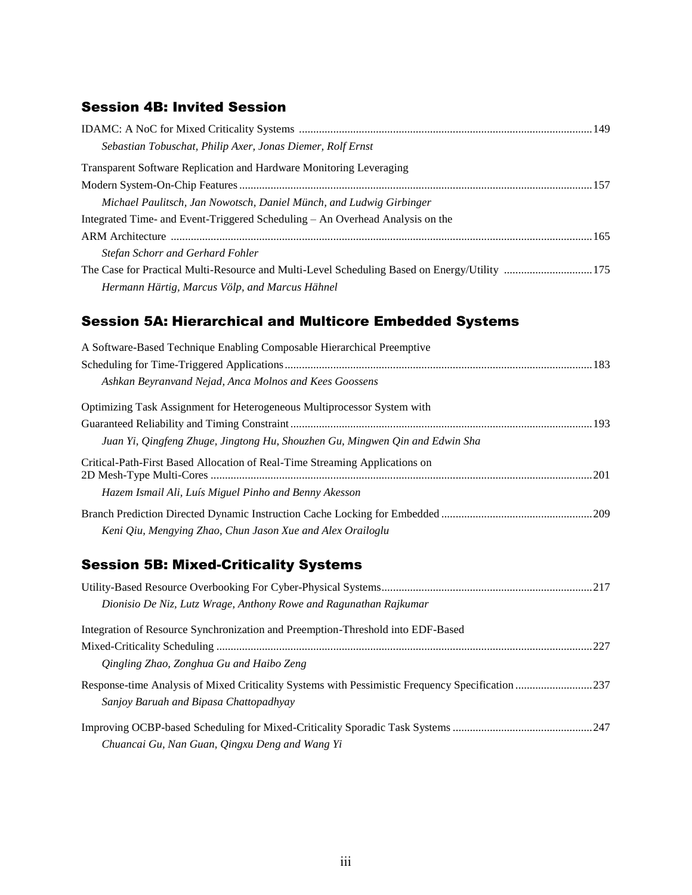## Session 4B: Invited Session

IDAMC: A NoC for Mixed Criticality Systems ......................................................................................................149
*Sebastian Tobuschat, Philip Axer, Jonas Diemer, Rolf Ernst*

Transparent Software Replication and Hardware Monitoring Leveraging
Modern System-On-Chip Features ..........................................................................................................................157
*Michael Paulitsch, Jan Nowotsch, Daniel Münch, and Ludwig Girbinger*

Integrated Time- and Event-Triggered Scheduling – An Overhead Analysis on the
ARM Architecture ...................................................................................................................................................165
*Stefan Schorr and Gerhard Fohler*

The Case for Practical Multi-Resource and Multi-Level Scheduling Based on Energy/Utility ...............................175
*Hermann Härtig, Marcus Völp, and Marcus Hähnel*

## Session 5A: Hierarchical and Multicore Embedded Systems

A Software-Based Technique Enabling Composable Hierarchical Preemptive
Scheduling for Time-Triggered Applications ...........................................................................................................183
*Ashkan Beyranvand Nejad, Anca Molnos and Kees Goossens*

Optimizing Task Assignment for Heterogeneous Multiprocessor System with
Guaranteed Reliability and Timing Constraint .........................................................................................................193
*Juan Yi, Qingfeng Zhuge, Jingtong Hu, Shouzhen Gu, Mingwen Qin and Edwin Sha*

Critical-Path-First Based Allocation of Real-Time Streaming Applications on
2D Mesh-Type Multi-Cores .....................................................................................................................................201
*Hazem Ismail Ali, Luís Miguel Pinho and Benny Akesson*

Branch Prediction Directed Dynamic Instruction Cache Locking for Embedded .....................................................209
*Keni Qiu, Mengying Zhao, Chun Jason Xue and Alex Orailoglu*

## Session 5B: Mixed-Criticality Systems

Utility-Based Resource Overbooking For Cyber-Physical Systems .........................................................................217
*Dionisio De Niz, Lutz Wrage, Anthony Rowe and Ragunathan Rajkumar*

Integration of Resource Synchronization and Preemption-Threshold into EDF-Based
Mixed-Criticality Scheduling ...................................................................................................................................227
*Qingling Zhao, Zonghua Gu and Haibo Zeng*

Response-time Analysis of Mixed Criticality Systems with Pessimistic Frequency Specification ...........................237
*Sanjoy Baruah and Bipasa Chattopadhyay*

Improving OCBP-based Scheduling for Mixed-Criticality Sporadic Task Systems .................................................247
*Chuancai Gu, Nan Guan, Qingxu Deng and Wang Yi*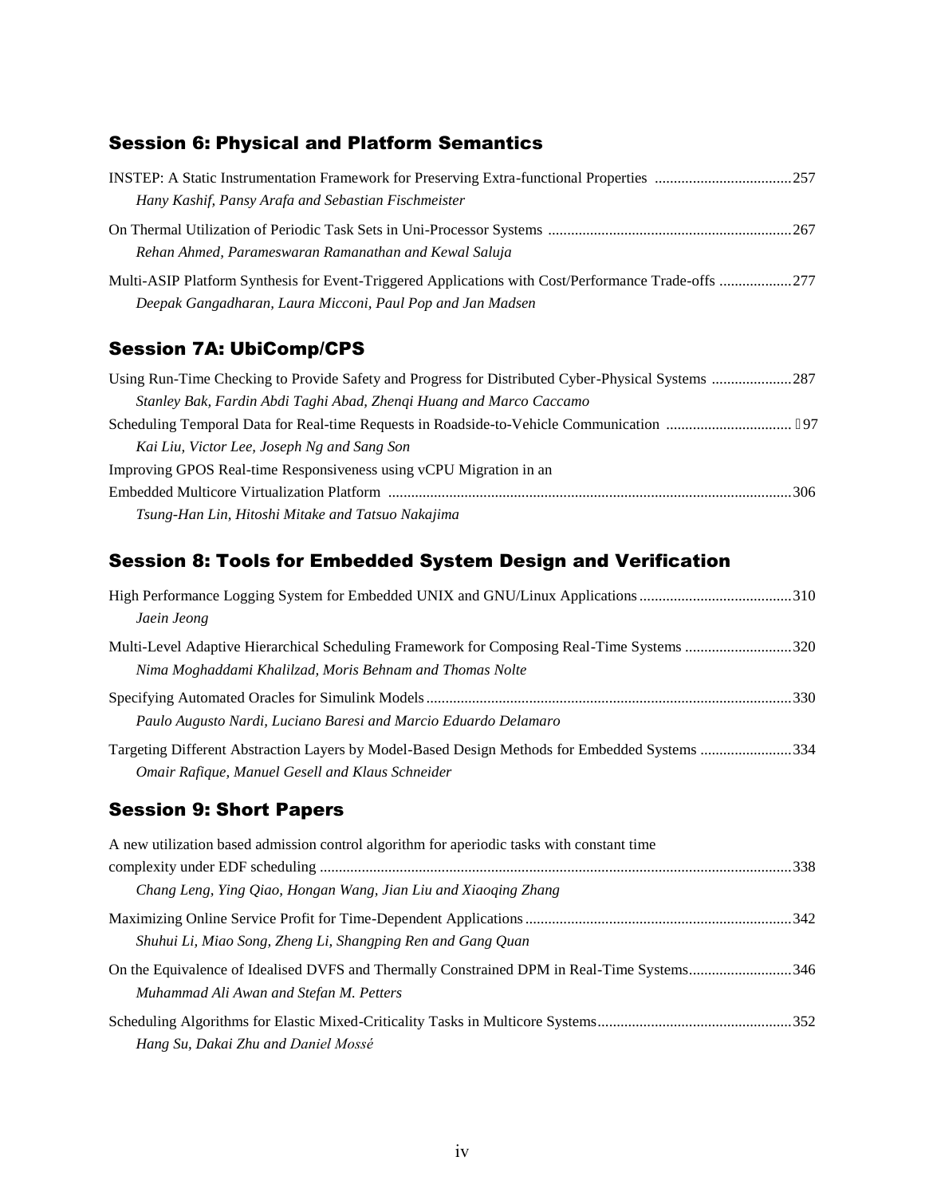## Session 6: Physical and Platform Semantics

INSTEP: A Static Instrumentation Framework for Preserving Extra-functional Properties .................................... 257
*Hany Kashif, Pansy Arafa and Sebastian Fischmeister*

On Thermal Utilization of Periodic Task Sets in Uni-Processor Systems ................................................................ 267
*Rehan Ahmed, Parameswaran Ramanathan and Kewal Saluja*

Multi-ASIP Platform Synthesis for Event-Triggered Applications with Cost/Performance Trade-offs ................... 277
*Deepak Gangadharan, Laura Micconi, Paul Pop and Jan Madsen*

## Session 7A: UbiComp/CPS

Using Run-Time Checking to Provide Safety and Progress for Distributed Cyber-Physical Systems ..................... 287
*Stanley Bak, Fardin Abdi Taghi Abad, Zhenqi Huang and Marco Caccamo*

Scheduling Temporal Data for Real-time Requests in Roadside-to-Vehicle Communication ................................. 297
*Kai Liu, Victor Lee, Joseph Ng and Sang Son*

Improving GPOS Real-time Responsiveness using vCPU Migration in an Embedded Multicore Virtualization Platform ......................................................................................................... 306
*Tsung-Han Lin, Hitoshi Mitake and Tatsuo Nakajima*

## Session 8: Tools for Embedded System Design and Verification

High Performance Logging System for Embedded UNIX and GNU/Linux Applications ........................................ 310
*Jaein Jeong*

Multi-Level Adaptive Hierarchical Scheduling Framework for Composing Real-Time Systems ............................ 320
*Nima Moghaddami Khalilzad, Moris Behnam and Thomas Nolte*

Specifying Automated Oracles for Simulink Models ............................................................................................... 330
*Paulo Augusto Nardi, Luciano Baresi and Marcio Eduardo Delamaro*

Targeting Different Abstraction Layers by Model-Based Design Methods for Embedded Systems ........................ 334
*Omair Rafique, Manuel Gesell and Klaus Schneider*

## Session 9: Short Papers

A new utilization based admission control algorithm for aperiodic tasks with constant time complexity under EDF scheduling ........................................................................................................................... 338
*Chang Leng, Ying Qiao, Hongan Wang, Jian Liu and Xiaoqing Zhang*

Maximizing Online Service Profit for Time-Dependent Applications ...................................................................... 342
*Shuhui Li, Miao Song, Zheng Li, Shangping Ren and Gang Quan*

On the Equivalence of Idealised DVFS and Thermally Constrained DPM in Real-Time Systems........................... 346
*Muhammad Ali Awan and Stefan M. Petters*

Scheduling Algorithms for Elastic Mixed-Criticality Tasks in Multicore Systems.................................................. 352
*Hang Su, Dakai Zhu and Daniel Mossé*